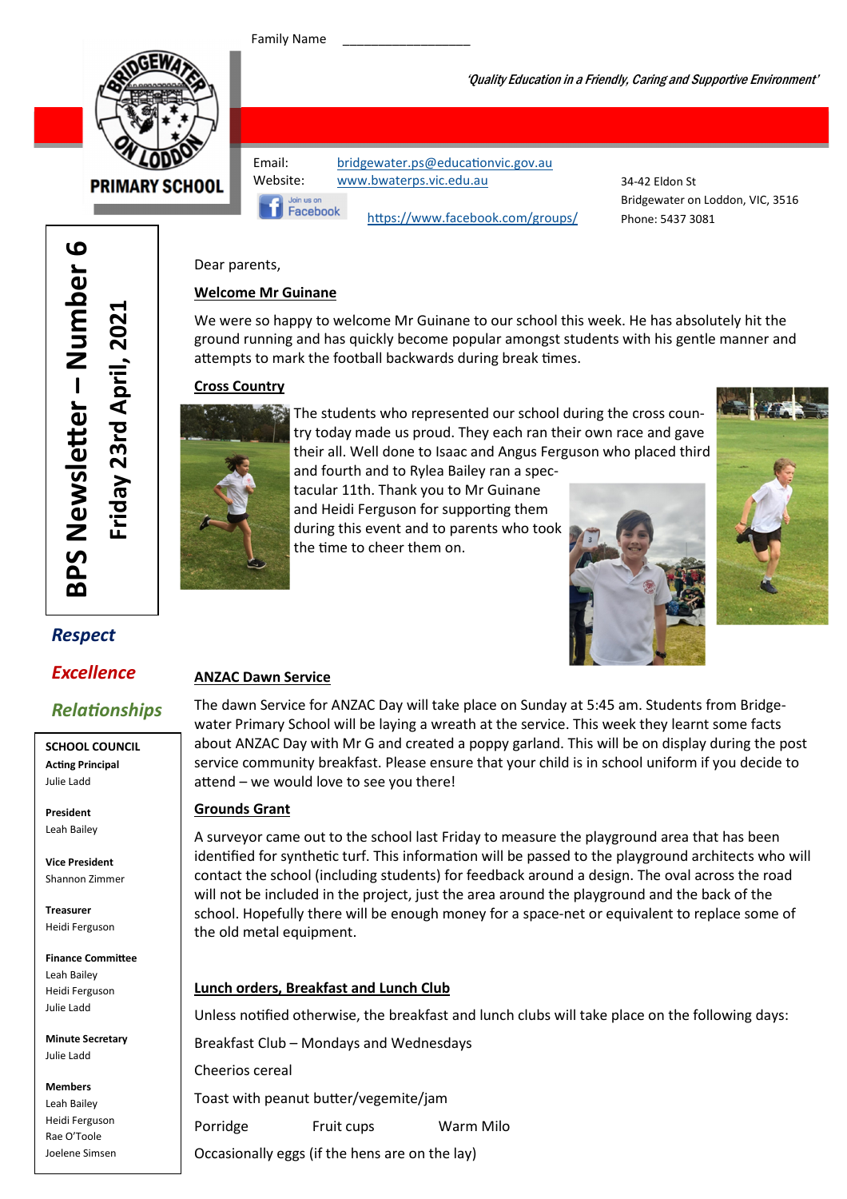Family Name ___________________

*'Quality Education in a Friendly, Caring and Supportive Environment'*

**PRIMARY SCHOOL**

Email: bridgewater.ps@educationvic.gov.au
Website: www.bwaterps.vic.edu.au
Join us on Facebook https://www.facebook.com/groups/

34-42 Eldon St
Bridgewater on Loddon, VIC, 3516
Phone: 5437 3081

# BPS Newsletter – Number 6

## Friday 23rd April, 2021

***Respect***

***Excellence***

***Relationships***

**SCHOOL COUNCIL**

**Acting Principal**
Julie Ladd

**President**
Leah Bailey

**Vice President**
Shannon Zimmer

**Treasurer**
Heidi Ferguson

**Finance Committee**
Leah Bailey
Heidi Ferguson
Julie Ladd

**Minute Secretary**
Julie Ladd

**Members**
Leah Bailey
Heidi Ferguson
Rae O'Toole
Joelene Simsen

Dear parents,

### Welcome Mr Guinane

We were so happy to welcome Mr Guinane to our school this week. He has absolutely hit the ground running and has quickly become popular amongst students with his gentle manner and attempts to mark the football backwards during break times.

### Cross Country

The students who represented our school during the cross country today made us proud. They each ran their own race and gave their all. Well done to Isaac and Angus Ferguson who placed third and fourth and to Rylea Bailey ran a spectacular 11th. Thank you to Mr Guinane and Heidi Ferguson for supporting them during this event and to parents who took the time to cheer them on.

### ANZAC Dawn Service

The dawn Service for ANZAC Day will take place on Sunday at 5:45 am. Students from Bridgewater Primary School will be laying a wreath at the service. This week they learnt some facts about ANZAC Day with Mr G and created a poppy garland. This will be on display during the post service community breakfast. Please ensure that your child is in school uniform if you decide to attend – we would love to see you there!

### Grounds Grant

A surveyor came out to the school last Friday to measure the playground area that has been identified for synthetic turf. This information will be passed to the playground architects who will contact the school (including students) for feedback around a design. The oval across the road will not be included in the project, just the area around the playground and the back of the school. Hopefully there will be enough money for a space-net or equivalent to replace some of the old metal equipment.

### Lunch orders, Breakfast and Lunch Club

Unless notified otherwise, the breakfast and lunch clubs will take place on the following days:

Breakfast Club – Mondays and Wednesdays

Cheerios cereal

Toast with peanut butter/vegemite/jam

Porridge Fruit cups Warm Milo

Occasionally eggs (if the hens are on the lay)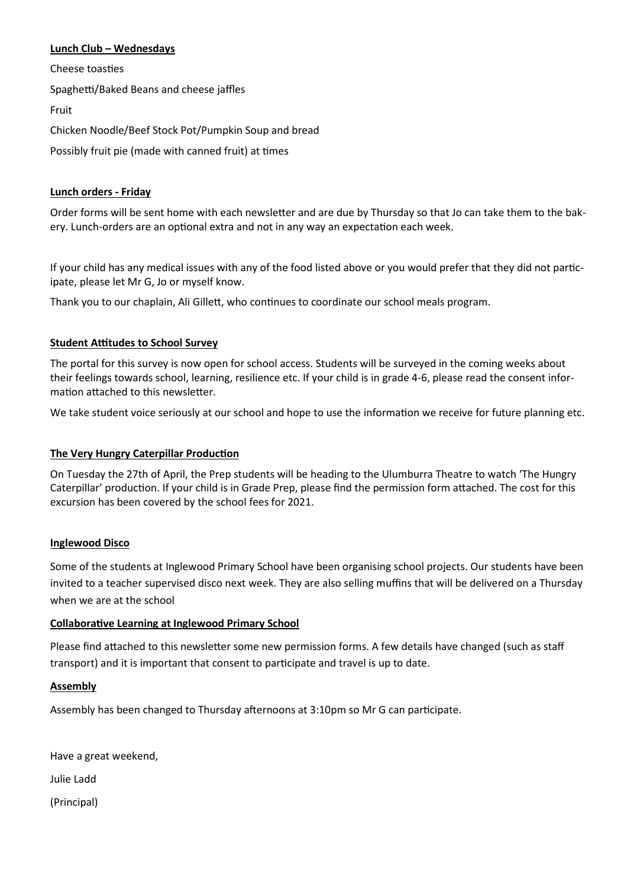**Lunch Club – Wednesdays**

Cheese toasties

Spaghetti/Baked Beans and cheese jaffles

Fruit

Chicken Noodle/Beef Stock Pot/Pumpkin Soup and bread

Possibly fruit pie (made with canned fruit) at times

**Lunch orders - Friday**

Order forms will be sent home with each newsletter and are due by Thursday so that Jo can take them to the bakery. Lunch-orders are an optional extra and not in any way an expectation each week.

If your child has any medical issues with any of the food listed above or you would prefer that they did not participate, please let Mr G, Jo or myself know.

Thank you to our chaplain, Ali Gillett, who continues to coordinate our school meals program.

**Student Attitudes to School Survey**

The portal for this survey is now open for school access. Students will be surveyed in the coming weeks about their feelings towards school, learning, resilience etc. If your child is in grade 4-6, please read the consent information attached to this newsletter.

We take student voice seriously at our school and hope to use the information we receive for future planning etc.

**The Very Hungry Caterpillar Production**

On Tuesday the 27th of April, the Prep students will be heading to the Ulumburra Theatre to watch 'The Hungry Caterpillar' production. If your child is in Grade Prep, please find the permission form attached. The cost for this excursion has been covered by the school fees for 2021.

**Inglewood Disco**

Some of the students at Inglewood Primary School have been organising school projects. Our students have been invited to a teacher supervised disco next week. They are also selling muffins that will be delivered on a Thursday when we are at the school

**Collaborative Learning at Inglewood Primary School**

Please find attached to this newsletter some new permission forms. A few details have changed (such as staff transport) and it is important that consent to participate and travel is up to date.

**Assembly**

Assembly has been changed to Thursday afternoons at 3:10pm so Mr G can participate.

Have a great weekend,

Julie Ladd

(Principal)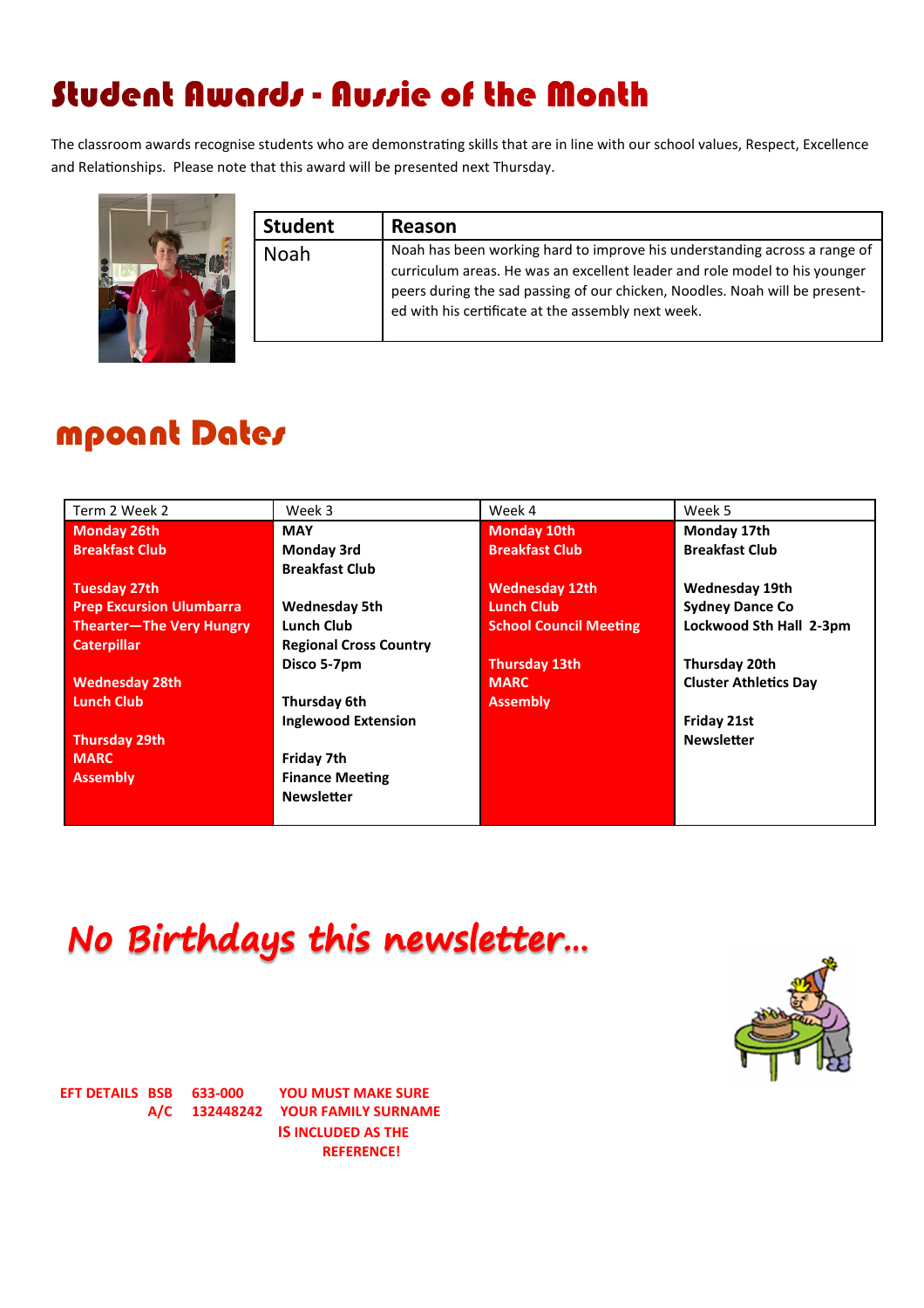# Student Awards - Aussie of the Month

The classroom awards recognise students who are demonstrating skills that are in line with our school values, Respect, Excellence and Relationships. Please note that this award will be presented next Thursday.

| Student | Reason |
| --- | --- |
| Noah | Noah has been working hard to improve his understanding across a range of curriculum areas. He was an excellent leader and role model to his younger peers during the sad passing of our chicken, Noodles. Noah will be presented with his certificate at the assembly next week. |

# mpoant Dates

| Term 2 Week 2 | Week 3 | Week 4 | Week 5 |
| --- | --- | --- | --- |
| **Monday 26th**<br>**Breakfast Club**<br><br>**Tuesday 27th**<br>**Prep Excursion Ulumbarra Thearter—The Very Hungry Caterpillar**<br><br>**Wednesday 28th**<br>**Lunch Club**<br><br>**Thursday 29th**<br>**MARC**<br>**Assembly** | **MAY**<br>**Monday 3rd**<br>**Breakfast Club**<br><br>**Wednesday 5th**<br>**Lunch Club**<br>**Regional Cross Country**<br>**Disco 5-7pm**<br><br>**Thursday 6th**<br>**Inglewood Extension**<br><br>**Friday 7th**<br>**Finance Meeting**<br>**Newsletter** | **Monday 10th**<br>**Breakfast Club**<br><br>**Wednesday 12th**<br>**Lunch Club**<br>**School Council Meeting**<br><br>**Thursday 13th**<br>**MARC**<br>**Assembly** | **Monday 17th**<br>**Breakfast Club**<br><br>**Wednesday 19th**<br>**Sydney Dance Co**<br>**Lockwood Sth Hall 2-3pm**<br><br>**Thursday 20th**<br>**Cluster Athletics Day**<br><br>**Friday 21st**<br>**Newsletter** |

# No Birthdays this newsletter…

**EFT DETAILS BSB 633-000**
**A/C 132448242**

**YOU MUST MAKE SURE YOUR FAMILY SURNAME IS INCLUDED AS THE REFERENCE!**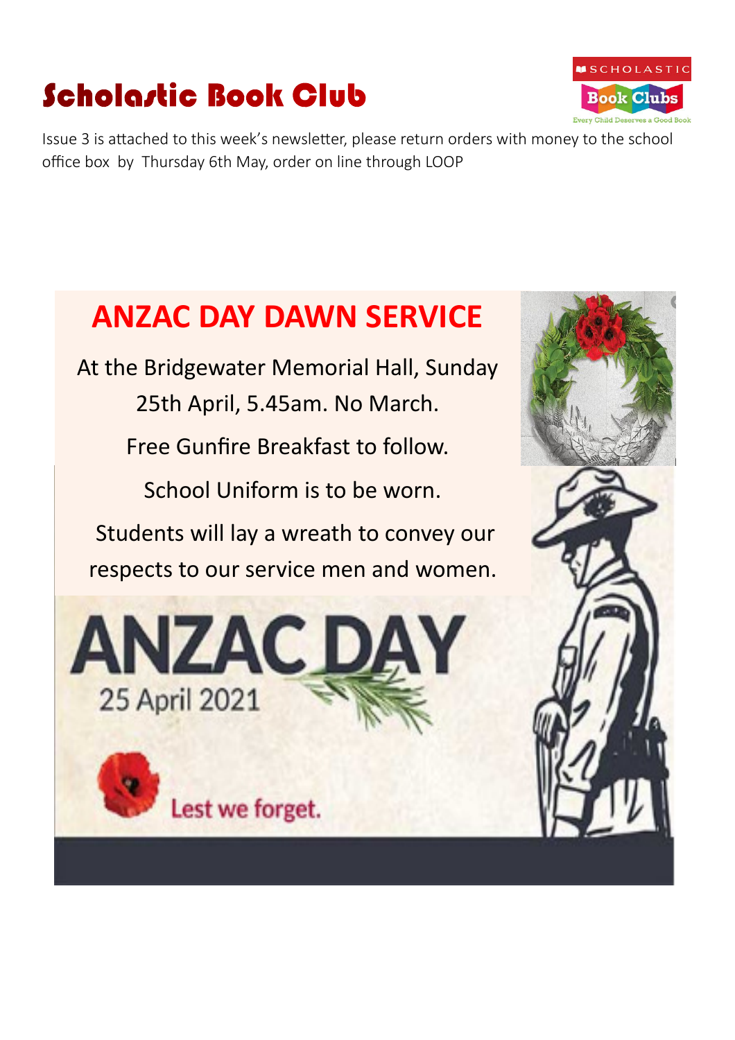# Scholastic Book Club

Issue 3 is attached to this week's newsletter, please return orders with money to the school office box by Thursday 6th May, order on line through LOOP

## ANZAC DAY DAWN SERVICE

At the Bridgewater Memorial Hall, Sunday 25th April, 5.45am. No March.

Free Gunfire Breakfast to follow.

School Uniform is to be worn.

Students will lay a wreath to convey our respects to our service men and women.

ANZAC DAY

25 April 2021

Lest we forget.